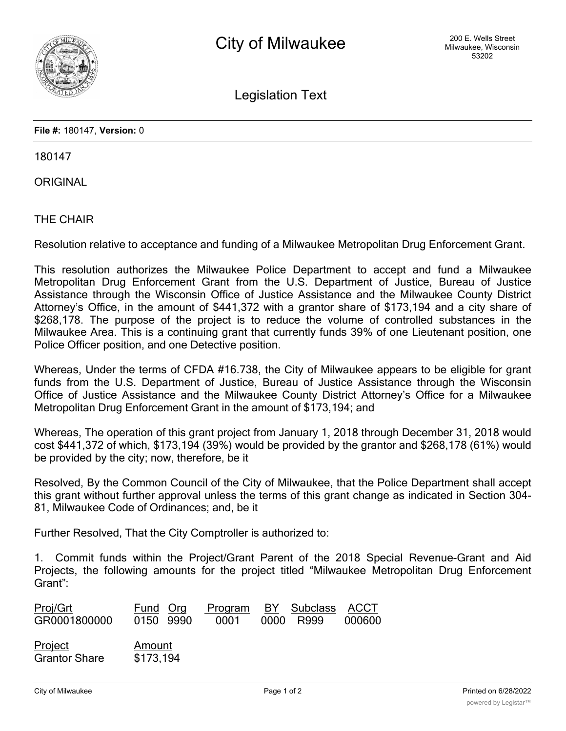# City of Milwaukee

200 E. Wells Street
Milwaukee, Wisconsin
53202

## Legislation Text

**File #:** 180147, **Version:** 0

180147

ORIGINAL

THE CHAIR

Resolution relative to acceptance and funding of a Milwaukee Metropolitan Drug Enforcement Grant.

This resolution authorizes the Milwaukee Police Department to accept and fund a Milwaukee Metropolitan Drug Enforcement Grant from the U.S. Department of Justice, Bureau of Justice Assistance through the Wisconsin Office of Justice Assistance and the Milwaukee County District Attorney's Office, in the amount of $441,372 with a grantor share of $173,194 and a city share of $268,178. The purpose of the project is to reduce the volume of controlled substances in the Milwaukee Area. This is a continuing grant that currently funds 39% of one Lieutenant position, one Police Officer position, and one Detective position.

Whereas, Under the terms of CFDA #16.738, the City of Milwaukee appears to be eligible for grant funds from the U.S. Department of Justice, Bureau of Justice Assistance through the Wisconsin Office of Justice Assistance and the Milwaukee County District Attorney's Office for a Milwaukee Metropolitan Drug Enforcement Grant in the amount of $173,194; and

Whereas, The operation of this grant project from January 1, 2018 through December 31, 2018 would cost $441,372 of which, $173,194 (39%) would be provided by the grantor and $268,178 (61%) would be provided by the city; now, therefore, be it

Resolved, By the Common Council of the City of Milwaukee, that the Police Department shall accept this grant without further approval unless the terms of this grant change as indicated in Section 304-81, Milwaukee Code of Ordinances; and, be it

Further Resolved, That the City Comptroller is authorized to:

1. Commit funds within the Project/Grant Parent of the 2018 Special Revenue-Grant and Aid Projects, the following amounts for the project titled "Milwaukee Metropolitan Drug Enforcement Grant":

| Proj/Grt | Fund | Org | Program | BY | Subclass | ACCT |
|---|---|---|---|---|---|---|
| GR0001800000 | 0150 | 9990 | 0001 | 0000 | R999 | 000600 |

| Project | Amount |
|---|---|
| Grantor Share | $173,194 |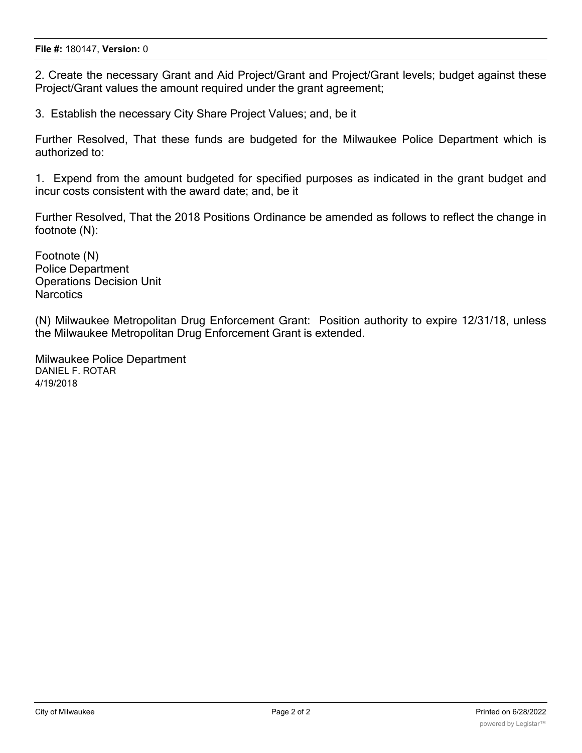2. Create the necessary Grant and Aid Project/Grant and Project/Grant levels; budget against these Project/Grant values the amount required under the grant agreement;

3. Establish the necessary City Share Project Values; and, be it

Further Resolved, That these funds are budgeted for the Milwaukee Police Department which is authorized to:

1. Expend from the amount budgeted for specified purposes as indicated in the grant budget and incur costs consistent with the award date; and, be it

Further Resolved, That the 2018 Positions Ordinance be amended as follows to reflect the change in footnote (N):

Footnote (N)
Police Department
Operations Decision Unit
Narcotics

(N) Milwaukee Metropolitan Drug Enforcement Grant: Position authority to expire 12/31/18, unless the Milwaukee Metropolitan Drug Enforcement Grant is extended.

Milwaukee Police Department
DANIEL F. ROTAR
4/19/2018